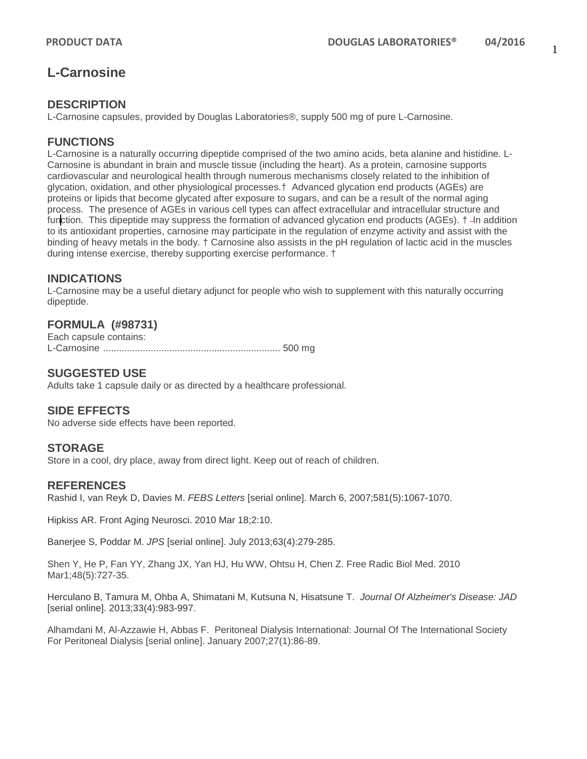# L-Carnosine

## DESCRIPTION

L-Carnosine capsules, provided by Douglas Laboratories®, supply 500 mg of pure L-Carnosine.

## FUNCTIONS

L-Carnosine is a naturally occurring dipeptide comprised of the two amino acids, beta alanine and histidine. L-Carnosine is abundant in brain and muscle tissue (including the heart). As a protein, carnosine supports cardiovascular and neurological health through numerous mechanisms closely related to the inhibition of glycation, oxidation, and other physiological processes.† Advanced glycation end products (AGEs) are proteins or lipids that become glycated after exposure to sugars, and can be a result of the normal aging process. The presence of AGEs in various cell types can affect extracellular and intracellular structure and function. This dipeptide may suppress the formation of advanced glycation end products (AGEs). † In addition to its antioxidant properties, carnosine may participate in the regulation of enzyme activity and assist with the binding of heavy metals in the body. † Carnosine also assists in the pH regulation of lactic acid in the muscles during intense exercise, thereby supporting exercise performance. †

## INDICATIONS

L-Carnosine may be a useful dietary adjunct for people who wish to supplement with this naturally occurring dipeptide.

## FORMULA (#98731)

Each capsule contains:
L-Carnosine .................................................................. 500 mg

## SUGGESTED USE

Adults take 1 capsule daily or as directed by a healthcare professional.

## SIDE EFFECTS

No adverse side effects have been reported.

## STORAGE

Store in a cool, dry place, away from direct light. Keep out of reach of children.

## REFERENCES

Rashid I, van Reyk D, Davies M. *FEBS Letters* [serial online]. March 6, 2007;581(5):1067-1070.

Hipkiss AR. Front Aging Neurosci. 2010 Mar 18;2:10.

Banerjee S, Poddar M. *JPS* [serial online]. July 2013;63(4):279-285.

Shen Y, He P, Fan YY, Zhang JX, Yan HJ, Hu WW, Ohtsu H, Chen Z. Free Radic Biol Med. 2010 Mar1;48(5):727-35.

Herculano B, Tamura M, Ohba A, Shimatani M, Kutsuna N, Hisatsune T. *Journal Of Alzheimer's Disease: JAD* [serial online]. 2013;33(4):983-997.

Alhamdani M, Al-Azzawie H, Abbas F. Peritoneal Dialysis International: Journal Of The International Society For Peritoneal Dialysis [serial online]. January 2007;27(1):86-89.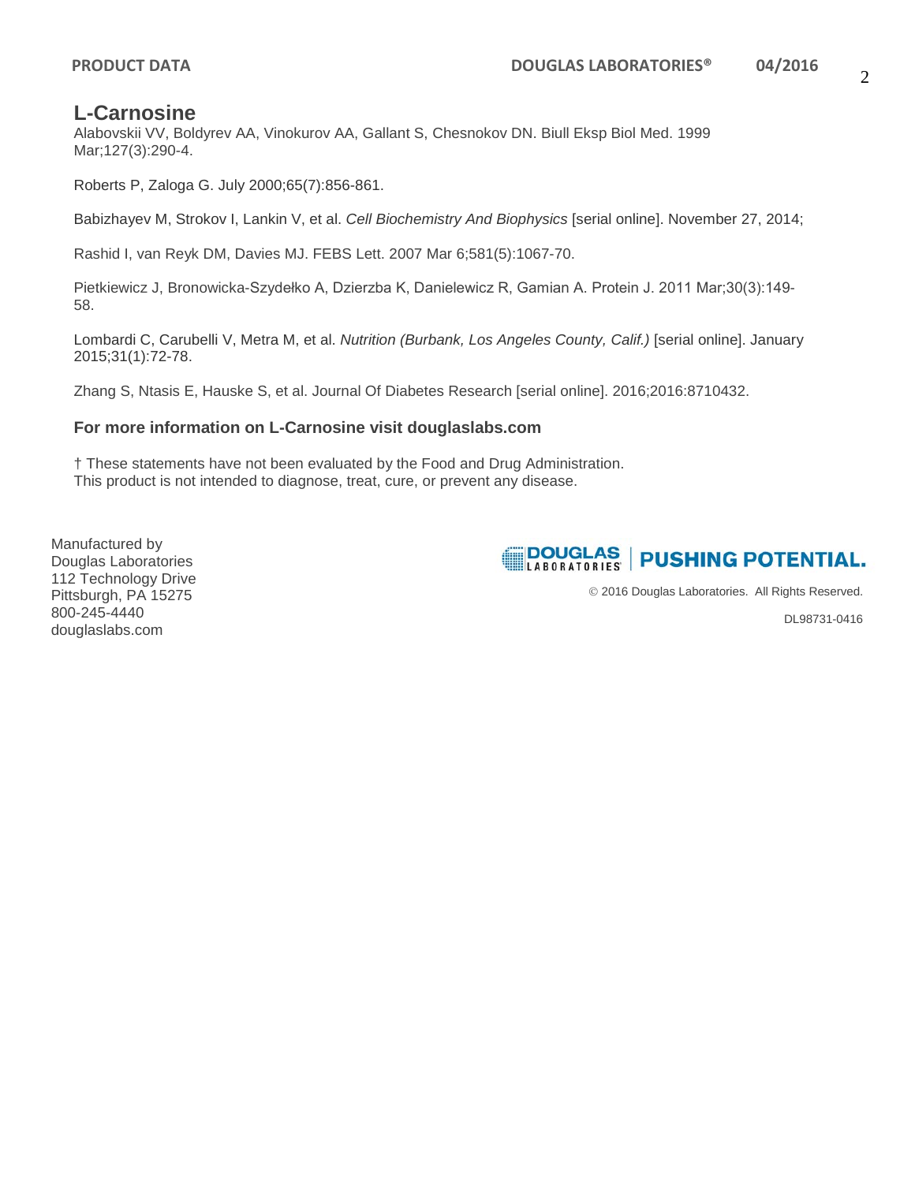## L-Carnosine

Alabovskii VV, Boldyrev AA, Vinokurov AA, Gallant S, Chesnokov DN. Biull Eksp Biol Med. 1999 Mar;127(3):290-4.

Roberts P, Zaloga G. July 2000;65(7):856-861.

Babizhayev M, Strokov I, Lankin V, et al. *Cell Biochemistry And Biophysics* [serial online]. November 27, 2014;

Rashid I, van Reyk DM, Davies MJ. FEBS Lett. 2007 Mar 6;581(5):1067-70.

Pietkiewicz J, Bronowicka-Szydełko A, Dzierzba K, Danielewicz R, Gamian A. Protein J. 2011 Mar;30(3):149-58.

Lombardi C, Carubelli V, Metra M, et al. *Nutrition (Burbank, Los Angeles County, Calif.)* [serial online]. January 2015;31(1):72-78.

Zhang S, Ntasis E, Hauske S, et al. Journal Of Diabetes Research [serial online]. 2016;2016:8710432.

**For more information on L-Carnosine visit douglaslabs.com**

† These statements have not been evaluated by the Food and Drug Administration.
This product is not intended to diagnose, treat, cure, or prevent any disease.

Manufactured by
Douglas Laboratories
112 Technology Drive
Pittsburgh, PA 15275
800-245-4440
douglaslabs.com

DOUGLAS LABORATORIES | PUSHING POTENTIAL.

© 2016 Douglas Laboratories. All Rights Reserved.

DL98731-0416